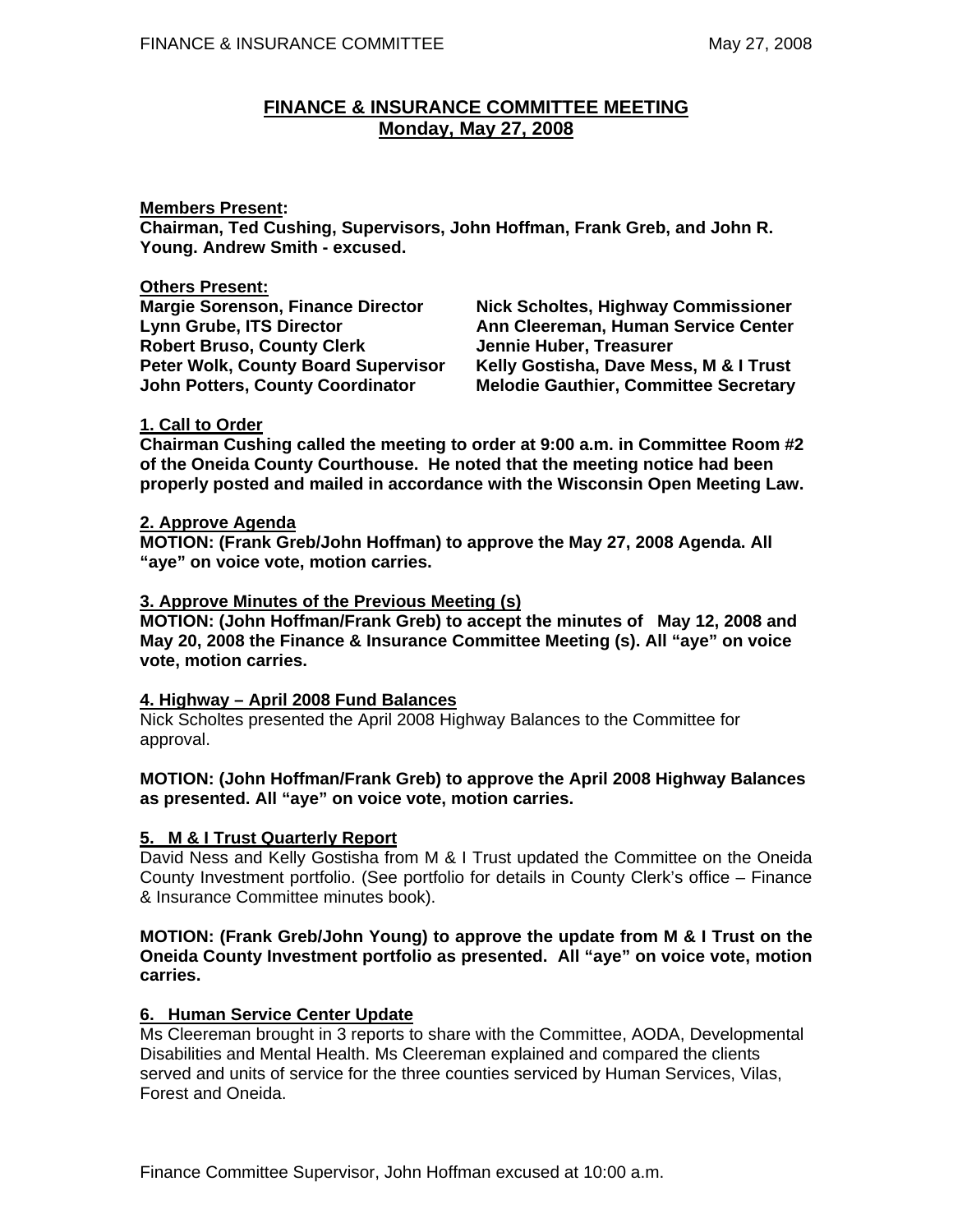# FINANCE & INSURANCE COMMITTEE MEETING
## Monday, May 27, 2008

**Members Present:**
**Chairman, Ted Cushing, Supervisors, John Hoffman, Frank Greb, and John R. Young. Andrew Smith - excused.**

**Others Present:**

**Margie Sorenson, Finance Director**
**Lynn Grube, ITS Director**
**Robert Bruso, County Clerk**
**Peter Wolk, County Board Supervisor**
**John Potters, County Coordinator**
**Nick Scholtes, Highway Commissioner**
**Ann Cleereman, Human Service Center**
**Jennie Huber, Treasurer**
**Kelly Gostisha, Dave Mess, M & I Trust**
**Melodie Gauthier, Committee Secretary**

**1. Call to Order**
**Chairman Cushing called the meeting to order at 9:00 a.m. in Committee Room #2 of the Oneida County Courthouse. He noted that the meeting notice had been properly posted and mailed in accordance with the Wisconsin Open Meeting Law.**

**2. Approve Agenda**
**MOTION: (Frank Greb/John Hoffman) to approve the May 27, 2008 Agenda. All "aye" on voice vote, motion carries.**

**3. Approve Minutes of the Previous Meeting (s)**
**MOTION: (John Hoffman/Frank Greb) to accept the minutes of May 12, 2008 and May 20, 2008 the Finance & Insurance Committee Meeting (s). All "aye" on voice vote, motion carries.**

**4. Highway – April 2008 Fund Balances**
Nick Scholtes presented the April 2008 Highway Balances to the Committee for approval.

**MOTION: (John Hoffman/Frank Greb) to approve the April 2008 Highway Balances as presented. All "aye" on voice vote, motion carries.**

**5. M & I Trust Quarterly Report**
David Ness and Kelly Gostisha from M & I Trust updated the Committee on the Oneida County Investment portfolio. (See portfolio for details in County Clerk's office – Finance & Insurance Committee minutes book).

**MOTION: (Frank Greb/John Young) to approve the update from M & I Trust on the Oneida County Investment portfolio as presented. All "aye" on voice vote, motion carries.**

**6. Human Service Center Update**
Ms Cleereman brought in 3 reports to share with the Committee, AODA, Developmental Disabilities and Mental Health. Ms Cleereman explained and compared the clients served and units of service for the three counties serviced by Human Services, Vilas, Forest and Oneida.

Finance Committee Supervisor, John Hoffman excused at 10:00 a.m.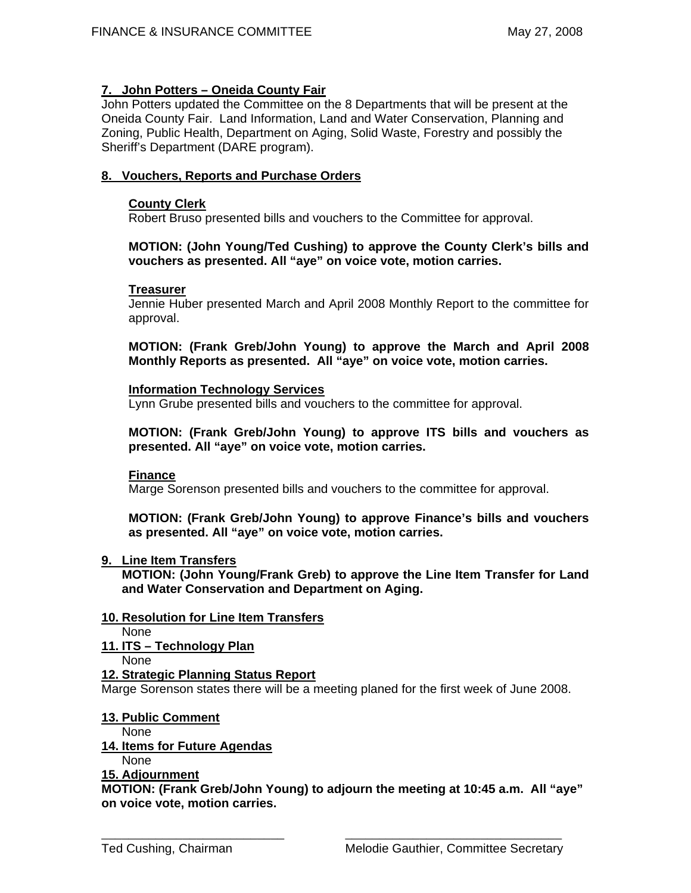**7. John Potters – Oneida County Fair**

John Potters updated the Committee on the 8 Departments that will be present at the Oneida County Fair. Land Information, Land and Water Conservation, Planning and Zoning, Public Health, Department on Aging, Solid Waste, Forestry and possibly the Sheriff's Department (DARE program).

**8. Vouchers, Reports and Purchase Orders**

**County Clerk**

Robert Bruso presented bills and vouchers to the Committee for approval.

**MOTION: (John Young/Ted Cushing) to approve the County Clerk's bills and vouchers as presented. All "aye" on voice vote, motion carries.**

**Treasurer**

Jennie Huber presented March and April 2008 Monthly Report to the committee for approval.

**MOTION: (Frank Greb/John Young) to approve the March and April 2008 Monthly Reports as presented. All "aye" on voice vote, motion carries.**

**Information Technology Services**

Lynn Grube presented bills and vouchers to the committee for approval.

**MOTION: (Frank Greb/John Young) to approve ITS bills and vouchers as presented. All "aye" on voice vote, motion carries.**

**Finance**

Marge Sorenson presented bills and vouchers to the committee for approval.

**MOTION: (Frank Greb/John Young) to approve Finance's bills and vouchers as presented. All "aye" on voice vote, motion carries.**

**9. Line Item Transfers**

**MOTION: (John Young/Frank Greb) to approve the Line Item Transfer for Land and Water Conservation and Department on Aging.**

**10. Resolution for Line Item Transfers**

None

**11. ITS – Technology Plan**

None

**12. Strategic Planning Status Report**

Marge Sorenson states there will be a meeting planed for the first week of June 2008.

**13. Public Comment**

None

**14. Items for Future Agendas**

None

**15. Adjournment**

**MOTION: (Frank Greb/John Young) to adjourn the meeting at 10:45 a.m. All "aye" on voice vote, motion carries.**

\_\_\_\_\_\_\_\_\_\_\_\_\_\_\_\_\_\_\_\_\_\_\_\_\_\_\_\_
Ted Cushing, Chairman

\_\_\_\_\_\_\_\_\_\_\_\_\_\_\_\_\_\_\_\_\_\_\_\_\_\_\_\_
Melodie Gauthier, Committee Secretary